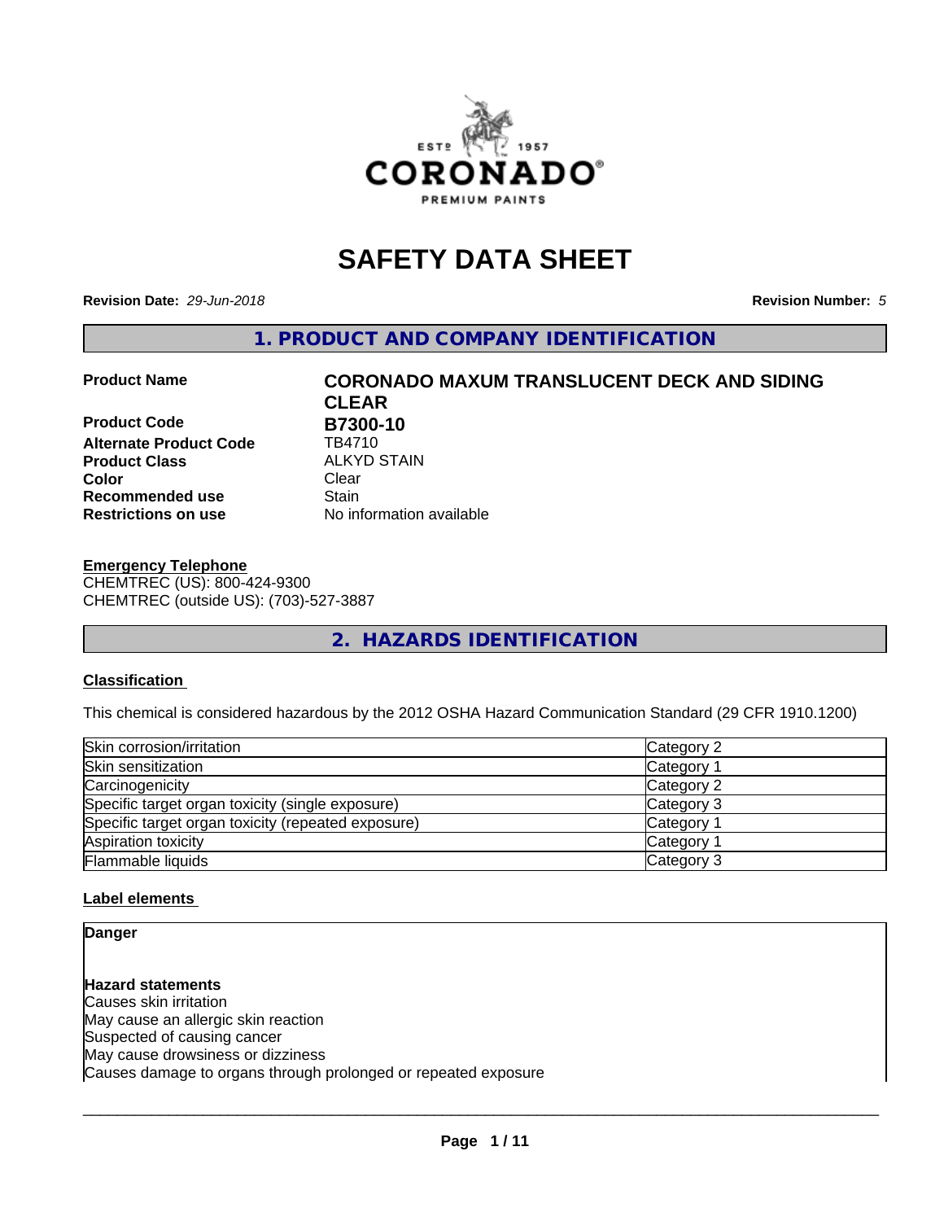# SAFETY DATA SHEET

**Revision Date:** *29-Jun-2018*

**Revision Number:** *5*

## 1. PRODUCT AND COMPANY IDENTIFICATION

| | |
|---|---|
| **Product Name** | **CORONADO MAXUM TRANSLUCENT DECK AND SIDING CLEAR** |
| **Product Code** | **B7300-10** |
| **Alternate Product Code** | TB4710 |
| **Product Class** | ALKYD STAIN |
| **Color** | Clear |
| **Recommended use** | Stain |
| **Restrictions on use** | No information available |

**Emergency Telephone**

CHEMTREC (US): 800-424-9300

CHEMTREC (outside US): (703)-527-3887

## 2. HAZARDS IDENTIFICATION

**Classification**

This chemical is considered hazardous by the 2012 OSHA Hazard Communication Standard (29 CFR 1910.1200)

| | |
|---|---|
| Skin corrosion/irritation | Category 2 |
| Skin sensitization | Category 1 |
| Carcinogenicity | Category 2 |
| Specific target organ toxicity (single exposure) | Category 3 |
| Specific target organ toxicity (repeated exposure) | Category 1 |
| Aspiration toxicity | Category 1 |
| Flammable liquids | Category 3 |

**Label elements**

**Danger**

**Hazard statements**

Causes skin irritation

May cause an allergic skin reaction

Suspected of causing cancer

May cause drowsiness or dizziness

Causes damage to organs through prolonged or repeated exposure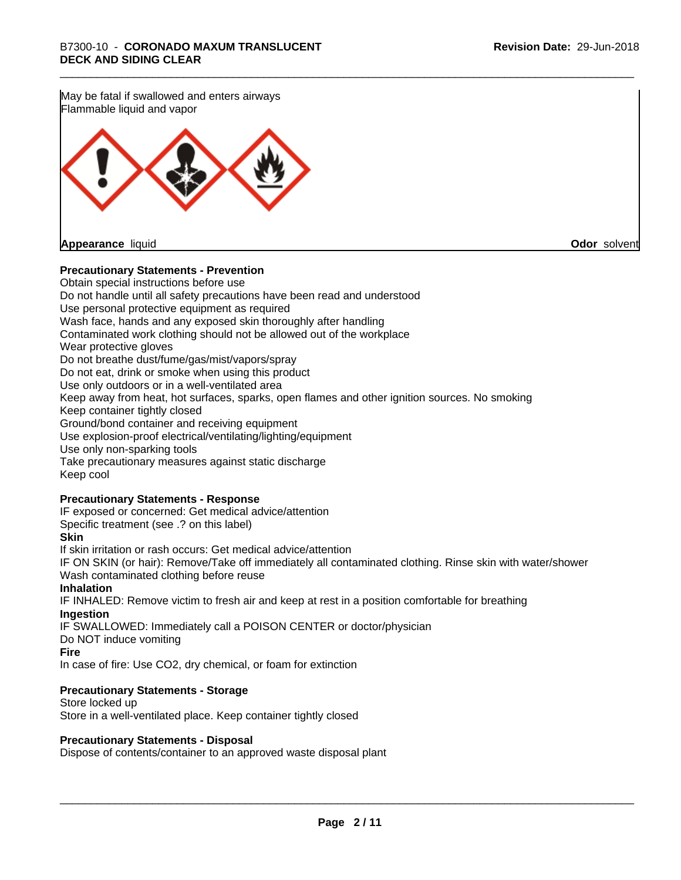May be fatal if swallowed and enters airways
Flammable liquid and vapor

**Appearance** liquid **Odor** solvent

**Precautionary Statements - Prevention**

Obtain special instructions before use
Do not handle until all safety precautions have been read and understood
Use personal protective equipment as required
Wash face, hands and any exposed skin thoroughly after handling
Contaminated work clothing should not be allowed out of the workplace
Wear protective gloves
Do not breathe dust/fume/gas/mist/vapors/spray
Do not eat, drink or smoke when using this product
Use only outdoors or in a well-ventilated area
Keep away from heat, hot surfaces, sparks, open flames and other ignition sources. No smoking
Keep container tightly closed
Ground/bond container and receiving equipment
Use explosion-proof electrical/ventilating/lighting/equipment
Use only non-sparking tools
Take precautionary measures against static discharge
Keep cool

**Precautionary Statements - Response**

IF exposed or concerned: Get medical advice/attention
Specific treatment (see .? on this label)

**Skin**

If skin irritation or rash occurs: Get medical advice/attention
IF ON SKIN (or hair): Remove/Take off immediately all contaminated clothing. Rinse skin with water/shower
Wash contaminated clothing before reuse

**Inhalation**

IF INHALED: Remove victim to fresh air and keep at rest in a position comfortable for breathing

**Ingestion**

IF SWALLOWED: Immediately call a POISON CENTER or doctor/physician
Do NOT induce vomiting

**Fire**

In case of fire: Use CO2, dry chemical, or foam for extinction

**Precautionary Statements - Storage**

Store locked up
Store in a well-ventilated place. Keep container tightly closed

**Precautionary Statements - Disposal**

Dispose of contents/container to an approved waste disposal plant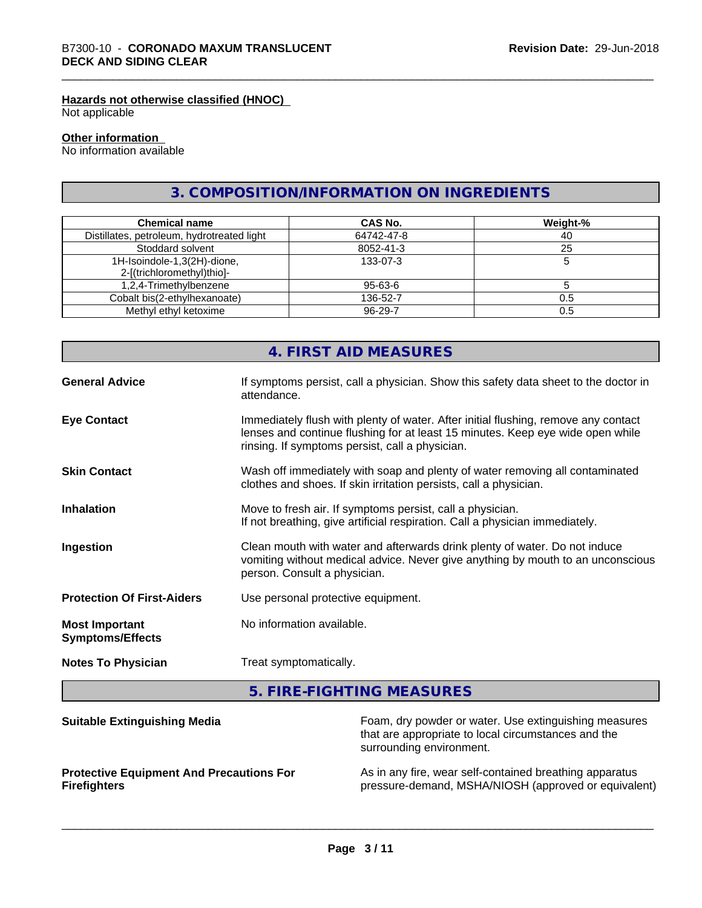**Hazards not otherwise classified (HNOC)**
Not applicable

**Other information**
No information available

## 3. COMPOSITION/INFORMATION ON INGREDIENTS

| Chemical name | CAS No. | Weight-% |
|---|---|---|
| Distillates, petroleum, hydrotreated light | 64742-47-8 | 40 |
| Stoddard solvent | 8052-41-3 | 25 |
| 1H-Isoindole-1,3(2H)-dione, 2-[(trichloromethyl)thio]- | 133-07-3 | 5 |
| 1,2,4-Trimethylbenzene | 95-63-6 | 5 |
| Cobalt bis(2-ethylhexanoate) | 136-52-7 | 0.5 |
| Methyl ethyl ketoxime | 96-29-7 | 0.5 |

## 4. FIRST AID MEASURES

**General Advice**
If symptoms persist, call a physician. Show this safety data sheet to the doctor in attendance.

**Eye Contact**
Immediately flush with plenty of water. After initial flushing, remove any contact lenses and continue flushing for at least 15 minutes. Keep eye wide open while rinsing. If symptoms persist, call a physician.

**Skin Contact**
Wash off immediately with soap and plenty of water removing all contaminated clothes and shoes. If skin irritation persists, call a physician.

**Inhalation**
Move to fresh air. If symptoms persist, call a physician.
If not breathing, give artificial respiration. Call a physician immediately.

**Ingestion**
Clean mouth with water and afterwards drink plenty of water. Do not induce vomiting without medical advice. Never give anything by mouth to an unconscious person. Consult a physician.

**Protection Of First-Aiders**
Use personal protective equipment.

**Most Important Symptoms/Effects**
No information available.

**Notes To Physician**
Treat symptomatically.

## 5. FIRE-FIGHTING MEASURES

**Suitable Extinguishing Media**
Foam, dry powder or water. Use extinguishing measures that are appropriate to local circumstances and the surrounding environment.

**Protective Equipment And Precautions For Firefighters**
As in any fire, wear self-contained breathing apparatus pressure-demand, MSHA/NIOSH (approved or equivalent)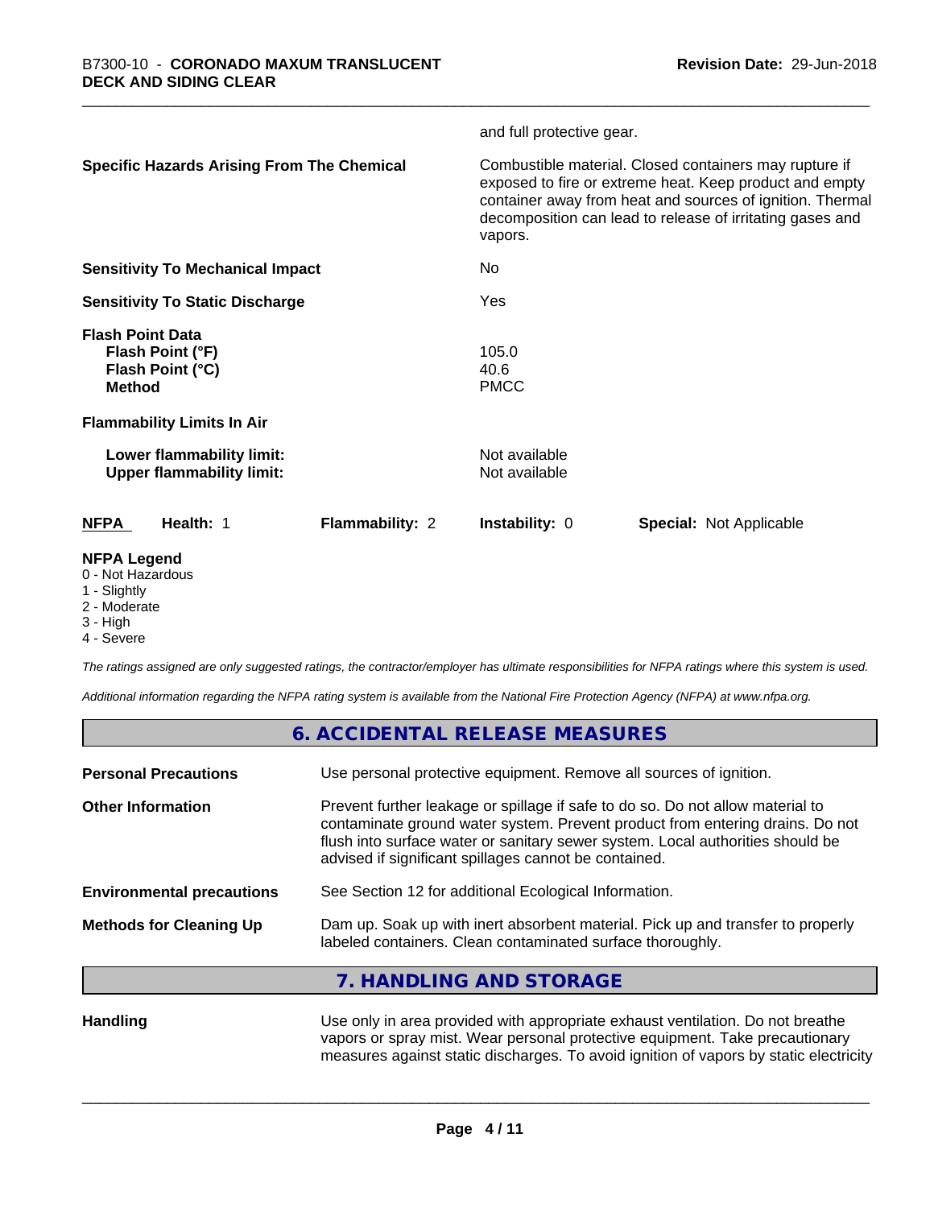and full protective gear.

| | |
|---|---|
| **Specific Hazards Arising From The Chemical** | Combustible material. Closed containers may rupture if exposed to fire or extreme heat. Keep product and empty container away from heat and sources of ignition. Thermal decomposition can lead to release of irritating gases and vapors. |
| **Sensitivity To Mechanical Impact** | No |
| **Sensitivity To Static Discharge** | Yes |
| **Flash Point Data** | |
| **Flash Point (°F)** | 105.0 |
| **Flash Point (°C)** | 40.6 |
| **Method** | PMCC |
| **Flammability Limits In Air** | |
| **Lower flammability limit:** | Not available |
| **Upper flammability limit:** | Not available |

| NFPA | Health: 1 | Flammability: 2 | Instability: 0 | Special: Not Applicable |
|---|---|---|---|---|

**NFPA Legend**
- 0 - Not Hazardous
- 1 - Slightly
- 2 - Moderate
- 3 - High
- 4 - Severe

*The ratings assigned are only suggested ratings, the contractor/employer has ultimate responsibilities for NFPA ratings where this system is used.*

*Additional information regarding the NFPA rating system is available from the National Fire Protection Agency (NFPA) at www.nfpa.org.*

## 6. ACCIDENTAL RELEASE MEASURES

| | |
|---|---|
| **Personal Precautions** | Use personal protective equipment. Remove all sources of ignition. |
| **Other Information** | Prevent further leakage or spillage if safe to do so. Do not allow material to contaminate ground water system. Prevent product from entering drains. Do not flush into surface water or sanitary sewer system. Local authorities should be advised if significant spillages cannot be contained. |
| **Environmental precautions** | See Section 12 for additional Ecological Information. |
| **Methods for Cleaning Up** | Dam up. Soak up with inert absorbent material. Pick up and transfer to properly labeled containers. Clean contaminated surface thoroughly. |

## 7. HANDLING AND STORAGE

| | |
|---|---|
| **Handling** | Use only in area provided with appropriate exhaust ventilation. Do not breathe vapors or spray mist. Wear personal protective equipment. Take precautionary measures against static discharges. To avoid ignition of vapors by static electricity |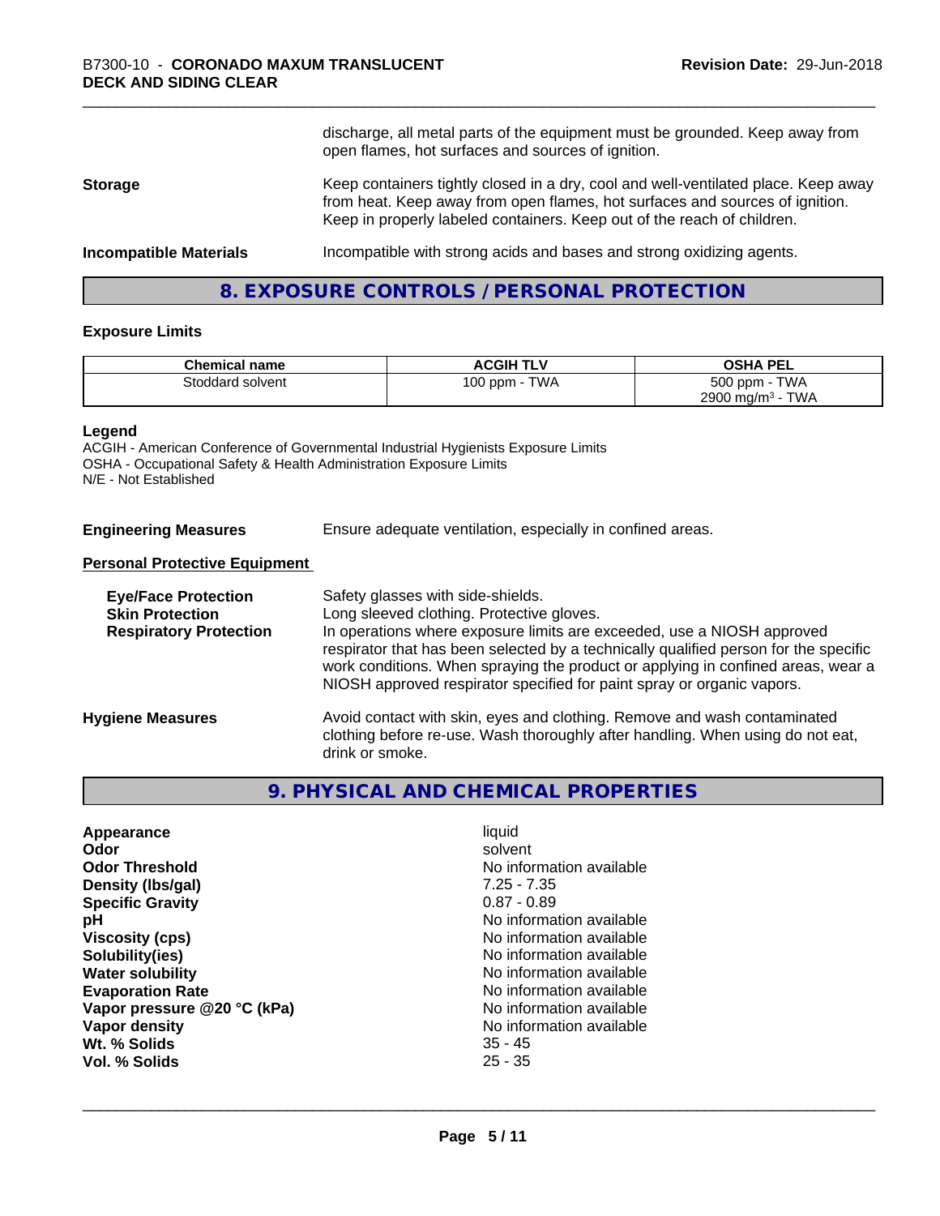discharge, all metal parts of the equipment must be grounded. Keep away from open flames, hot surfaces and sources of ignition.

**Storage** Keep containers tightly closed in a dry, cool and well-ventilated place. Keep away from heat. Keep away from open flames, hot surfaces and sources of ignition. Keep in properly labeled containers. Keep out of the reach of children.

**Incompatible Materials** Incompatible with strong acids and bases and strong oxidizing agents.

## 8. EXPOSURE CONTROLS / PERSONAL PROTECTION

### Exposure Limits

| Chemical name | ACGIH TLV | OSHA PEL |
|---|---|---|
| Stoddard solvent | 100 ppm - TWA | 500 ppm - TWA<br>2900 mg/m³ - TWA |

**Legend**
ACGIH - American Conference of Governmental Industrial Hygienists Exposure Limits
OSHA - Occupational Safety & Health Administration Exposure Limits
N/E - Not Established

**Engineering Measures** Ensure adequate ventilation, especially in confined areas.

**Personal Protective Equipment**

**Eye/Face Protection** Safety glasses with side-shields.
**Skin Protection** Long sleeved clothing. Protective gloves.
**Respiratory Protection** In operations where exposure limits are exceeded, use a NIOSH approved respirator that has been selected by a technically qualified person for the specific work conditions. When spraying the product or applying in confined areas, wear a NIOSH approved respirator specified for paint spray or organic vapors.

**Hygiene Measures** Avoid contact with skin, eyes and clothing. Remove and wash contaminated clothing before re-use. Wash thoroughly after handling. When using do not eat, drink or smoke.

## 9. PHYSICAL AND CHEMICAL PROPERTIES

| | |
|---|---|
| **Appearance** | liquid |
| **Odor** | solvent |
| **Odor Threshold** | No information available |
| **Density (lbs/gal)** | 7.25 - 7.35 |
| **Specific Gravity** | 0.87 - 0.89 |
| **pH** | No information available |
| **Viscosity (cps)** | No information available |
| **Solubility(ies)** | No information available |
| **Water solubility** | No information available |
| **Evaporation Rate** | No information available |
| **Vapor pressure @20 °C (kPa)** | No information available |
| **Vapor density** | No information available |
| **Wt. % Solids** | 35 - 45 |
| **Vol. % Solids** | 25 - 35 |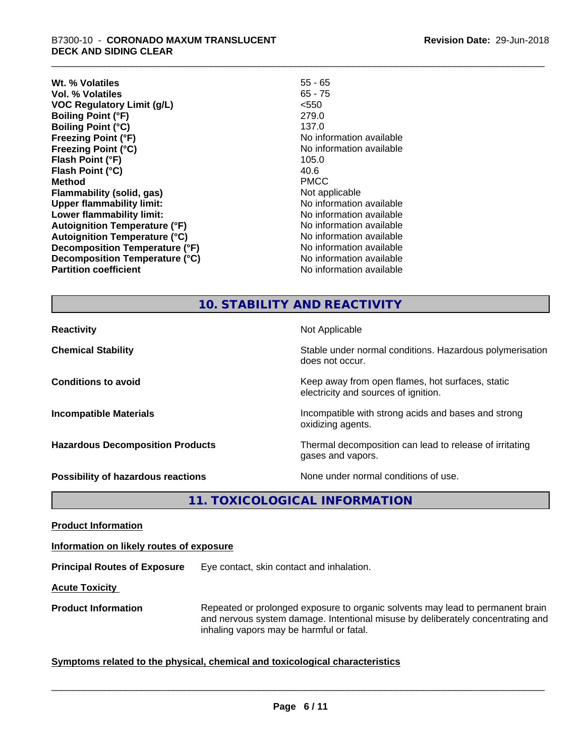| | |
|---|---|
| **Wt. % Volatiles** | 55 - 65 |
| **Vol. % Volatiles** | 65 - 75 |
| **VOC Regulatory Limit (g/L)** | <550 |
| **Boiling Point (°F)** | 279.0 |
| **Boiling Point (°C)** | 137.0 |
| **Freezing Point (°F)** | No information available |
| **Freezing Point (°C)** | No information available |
| **Flash Point (°F)** | 105.0 |
| **Flash Point (°C)** | 40.6 |
| **Method** | PMCC |
| **Flammability (solid, gas)** | Not applicable |
| **Upper flammability limit:** | No information available |
| **Lower flammability limit:** | No information available |
| **Autoignition Temperature (°F)** | No information available |
| **Autoignition Temperature (°C)** | No information available |
| **Decomposition Temperature (°F)** | No information available |
| **Decomposition Temperature (°C)** | No information available |
| **Partition coefficient** | No information available |

## 10. STABILITY AND REACTIVITY

| | |
|---|---|
| **Reactivity** | Not Applicable |
| **Chemical Stability** | Stable under normal conditions. Hazardous polymerisation does not occur. |
| **Conditions to avoid** | Keep away from open flames, hot surfaces, static electricity and sources of ignition. |
| **Incompatible Materials** | Incompatible with strong acids and bases and strong oxidizing agents. |
| **Hazardous Decomposition Products** | Thermal decomposition can lead to release of irritating gases and vapors. |
| **Possibility of hazardous reactions** | None under normal conditions of use. |

## 11. TOXICOLOGICAL INFORMATION

**Product Information**

**Information on likely routes of exposure**

**Principal Routes of Exposure** Eye contact, skin contact and inhalation.

**Acute Toxicity**

**Product Information** Repeated or prolonged exposure to organic solvents may lead to permanent brain and nervous system damage. Intentional misuse by deliberately concentrating and inhaling vapors may be harmful or fatal.

**Symptoms related to the physical, chemical and toxicological characteristics**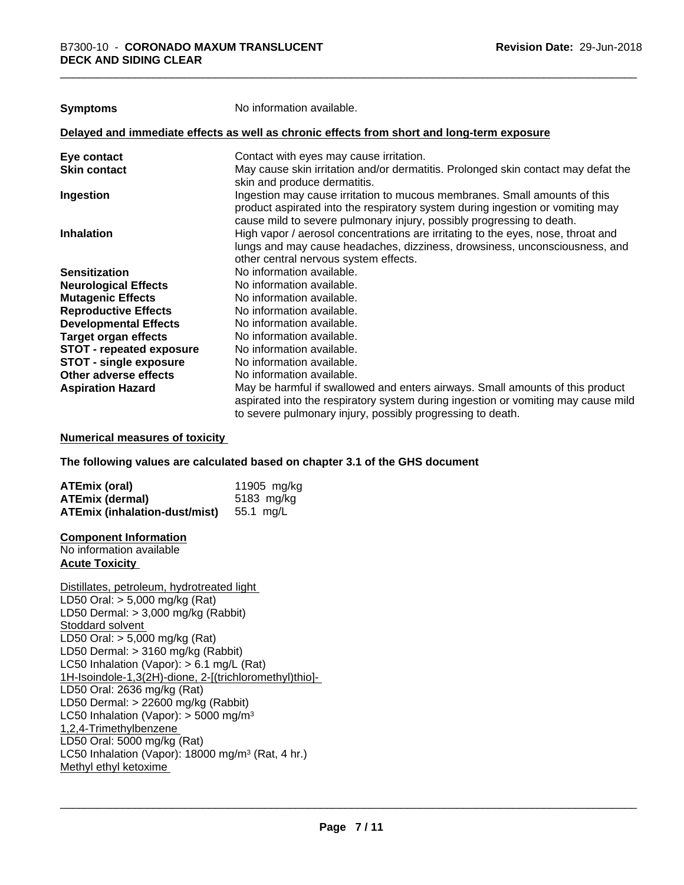| | |
|---|---|
| **Symptoms** | No information available. |

**Delayed and immediate effects as well as chronic effects from short and long-term exposure**

| | |
|---|---|
| **Eye contact** | Contact with eyes may cause irritation. |
| **Skin contact** | May cause skin irritation and/or dermatitis. Prolonged skin contact may defat the skin and produce dermatitis. |
| **Ingestion** | Ingestion may cause irritation to mucous membranes. Small amounts of this product aspirated into the respiratory system during ingestion or vomiting may cause mild to severe pulmonary injury, possibly progressing to death. |
| **Inhalation** | High vapor / aerosol concentrations are irritating to the eyes, nose, throat and lungs and may cause headaches, dizziness, drowsiness, unconsciousness, and other central nervous system effects. |
| **Sensitization** | No information available. |
| **Neurological Effects** | No information available. |
| **Mutagenic Effects** | No information available. |
| **Reproductive Effects** | No information available. |
| **Developmental Effects** | No information available. |
| **Target organ effects** | No information available. |
| **STOT - repeated exposure** | No information available. |
| **STOT - single exposure** | No information available. |
| **Other adverse effects** | No information available. |
| **Aspiration Hazard** | May be harmful if swallowed and enters airways. Small amounts of this product aspirated into the respiratory system during ingestion or vomiting may cause mild to severe pulmonary injury, possibly progressing to death. |

**Numerical measures of toxicity**

**The following values are calculated based on chapter 3.1 of the GHS document**

| | |
|---|---|
| **ATEmix (oral)** | 11905 mg/kg |
| **ATEmix (dermal)** | 5183 mg/kg |
| **ATEmix (inhalation-dust/mist)** | 55.1 mg/L |

**Component Information**

No information available

**Acute Toxicity**

Distillates, petroleum, hydrotreated light
LD50 Oral: > 5,000 mg/kg (Rat)
LD50 Dermal: > 3,000 mg/kg (Rabbit)

Stoddard solvent
LD50 Oral: > 5,000 mg/kg (Rat)
LD50 Dermal: > 3160 mg/kg (Rabbit)
LC50 Inhalation (Vapor): > 6.1 mg/L (Rat)

1H-Isoindole-1,3(2H)-dione, 2-[(trichloromethyl)thio]-
LD50 Oral: 2636 mg/kg (Rat)
LD50 Dermal: > 22600 mg/kg (Rabbit)
LC50 Inhalation (Vapor): > 5000 mg/m³

1,2,4-Trimethylbenzene
LD50 Oral: 5000 mg/kg (Rat)
LC50 Inhalation (Vapor): 18000 mg/m³ (Rat, 4 hr.)

Methyl ethyl ketoxime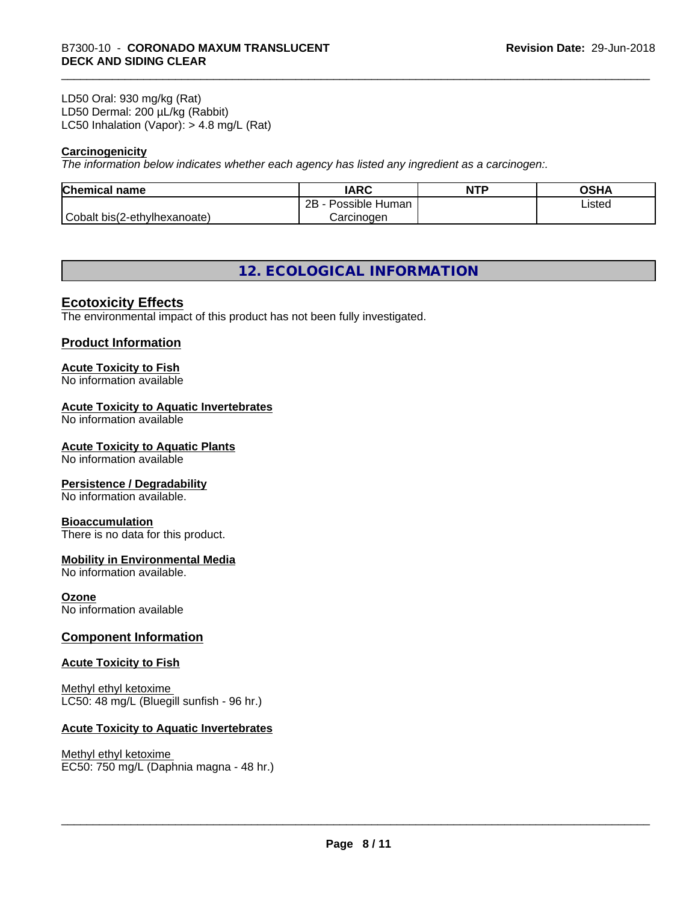LD50 Oral: 930 mg/kg (Rat)
LD50 Dermal: 200 µL/kg (Rabbit)
LC50 Inhalation (Vapor): > 4.8 mg/L (Rat)

**Carcinogenicity**

*The information below indicates whether each agency has listed any ingredient as a carcinogen:.*

| Chemical name | IARC | NTP | OSHA |
|---|---|---|---|
| Cobalt bis(2-ethylhexanoate) | 2B - Possible Human Carcinogen | | Listed |

## 12. ECOLOGICAL INFORMATION

### Ecotoxicity Effects

The environmental impact of this product has not been fully investigated.

### Product Information

**Acute Toxicity to Fish**
No information available

**Acute Toxicity to Aquatic Invertebrates**
No information available

**Acute Toxicity to Aquatic Plants**
No information available

**Persistence / Degradability**
No information available.

**Bioaccumulation**
There is no data for this product.

**Mobility in Environmental Media**
No information available.

**Ozone**
No information available

### Component Information

**Acute Toxicity to Fish**

Methyl ethyl ketoxime
LC50: 48 mg/L (Bluegill sunfish - 96 hr.)

**Acute Toxicity to Aquatic Invertebrates**

Methyl ethyl ketoxime
EC50: 750 mg/L (Daphnia magna - 48 hr.)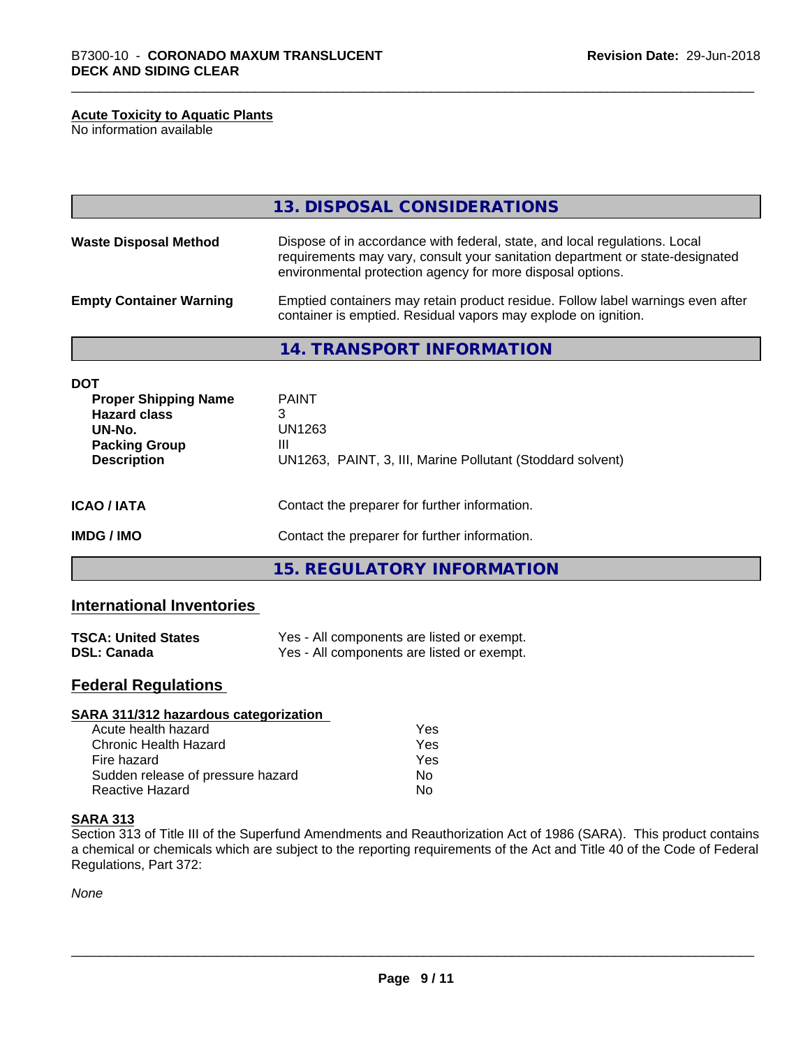**Acute Toxicity to Aquatic Plants**
No information available

## 13. DISPOSAL CONSIDERATIONS

| | |
|---|---|
| **Waste Disposal Method** | Dispose of in accordance with federal, state, and local regulations. Local requirements may vary, consult your sanitation department or state-designated environmental protection agency for more disposal options. |
| **Empty Container Warning** | Emptied containers may retain product residue. Follow label warnings even after container is emptied. Residual vapors may explode on ignition. |

## 14. TRANSPORT INFORMATION

**DOT**

| | |
|---|---|
| **Proper Shipping Name** | PAINT |
| **Hazard class** | 3 |
| **UN-No.** | UN1263 |
| **Packing Group** | III |
| **Description** | UN1263, PAINT, 3, III, Marine Pollutant (Stoddard solvent) |

| | |
|---|---|
| **ICAO / IATA** | Contact the preparer for further information. |
| **IMDG / IMO** | Contact the preparer for further information. |

## 15. REGULATORY INFORMATION

### International Inventories

| | |
|---|---|
| **TSCA: United States** | Yes - All components are listed or exempt. |
| **DSL: Canada** | Yes - All components are listed or exempt. |

### Federal Regulations

**SARA 311/312 hazardous categorization**

| | |
|---|---|
| Acute health hazard | Yes |
| Chronic Health Hazard | Yes |
| Fire hazard | Yes |
| Sudden release of pressure hazard | No |
| Reactive Hazard | No |

**SARA 313**
Section 313 of Title III of the Superfund Amendments and Reauthorization Act of 1986 (SARA). This product contains a chemical or chemicals which are subject to the reporting requirements of the Act and Title 40 of the Code of Federal Regulations, Part 372:

*None*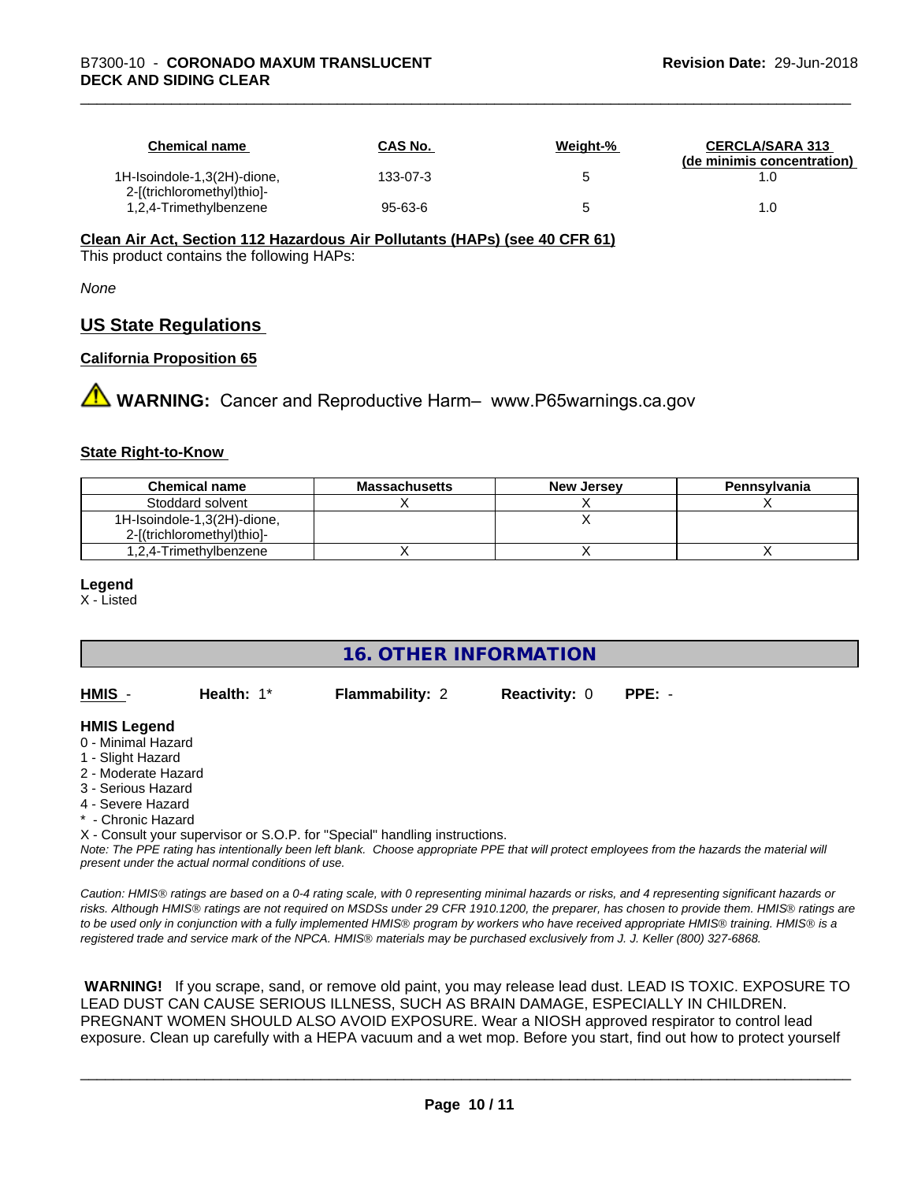| Chemical name | CAS No. | Weight-% | CERCLA/SARA 313 (de minimis concentration) |
| --- | --- | --- | --- |
| 1H-Isoindole-1,3(2H)-dione, 2-[(trichloromethyl)thio]- | 133-07-3 | 5 | 1.0 |
| 1,2,4-Trimethylbenzene | 95-63-6 | 5 | 1.0 |

**Clean Air Act, Section 112 Hazardous Air Pollutants (HAPs) (see 40 CFR 61)**

This product contains the following HAPs:

*None*

## US State Regulations

### California Proposition 65

⚠ **WARNING:** Cancer and Reproductive Harm– www.P65warnings.ca.gov

### State Right-to-Know

| Chemical name | Massachusetts | New Jersey | Pennsylvania |
| --- | --- | --- | --- |
| Stoddard solvent | X | X | X |
| 1H-Isoindole-1,3(2H)-dione, 2-[(trichloromethyl)thio]- | | X | |
| 1,2,4-Trimethylbenzene | X | X | X |

**Legend**

X - Listed

## 16. OTHER INFORMATION

**HMIS** - **Health:** 1* **Flammability:** 2 **Reactivity:** 0 **PPE:** -

**HMIS Legend**

0 - Minimal Hazard
1 - Slight Hazard
2 - Moderate Hazard
3 - Serious Hazard
4 - Severe Hazard
* - Chronic Hazard
X - Consult your supervisor or S.O.P. for "Special" handling instructions.

*Note: The PPE rating has intentionally been left blank. Choose appropriate PPE that will protect employees from the hazards the material will present under the actual normal conditions of use.*

*Caution: HMIS® ratings are based on a 0-4 rating scale, with 0 representing minimal hazards or risks, and 4 representing significant hazards or risks. Although HMIS® ratings are not required on MSDSs under 29 CFR 1910.1200, the preparer, has chosen to provide them. HMIS® ratings are to be used only in conjunction with a fully implemented HMIS® program by workers who have received appropriate HMIS® training. HMIS® is a registered trade and service mark of the NPCA. HMIS® materials may be purchased exclusively from J. J. Keller (800) 327-6868.*

**WARNING!** If you scrape, sand, or remove old paint, you may release lead dust. LEAD IS TOXIC. EXPOSURE TO LEAD DUST CAN CAUSE SERIOUS ILLNESS, SUCH AS BRAIN DAMAGE, ESPECIALLY IN CHILDREN. PREGNANT WOMEN SHOULD ALSO AVOID EXPOSURE. Wear a NIOSH approved respirator to control lead exposure. Clean up carefully with a HEPA vacuum and a wet mop. Before you start, find out how to protect yourself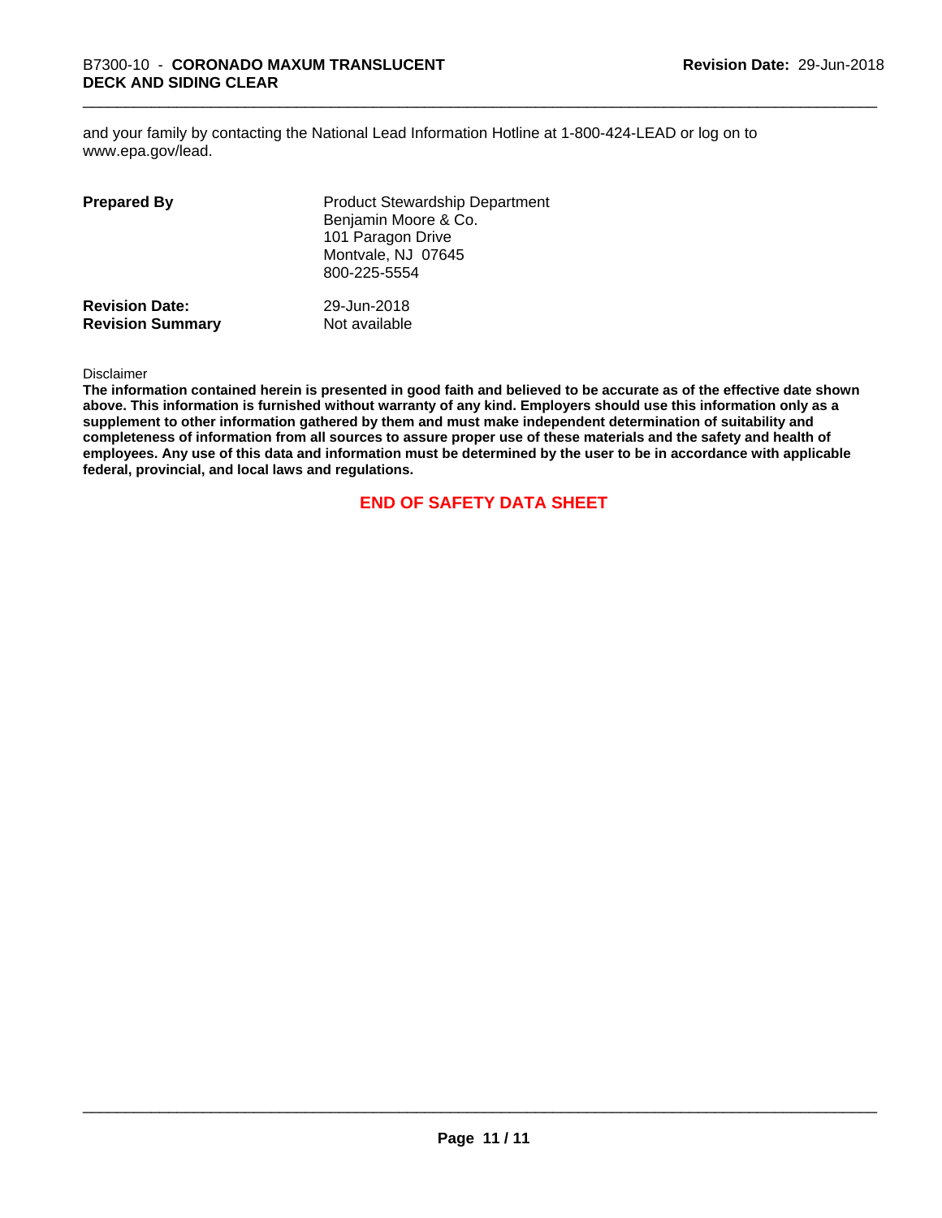and your family by contacting the National Lead Information Hotline at 1-800-424-LEAD or log on to www.epa.gov/lead.

| | |
|---|---|
| **Prepared By** | Product Stewardship Department<br>Benjamin Moore & Co.<br>101 Paragon Drive<br>Montvale, NJ 07645<br>800-225-5554 |
| **Revision Date:** | 29-Jun-2018 |
| **Revision Summary** | Not available |

Disclaimer

**The information contained herein is presented in good faith and believed to be accurate as of the effective date shown above. This information is furnished without warranty of any kind. Employers should use this information only as a supplement to other information gathered by them and must make independent determination of suitability and completeness of information from all sources to assure proper use of these materials and the safety and health of employees. Any use of this data and information must be determined by the user to be in accordance with applicable federal, provincial, and local laws and regulations.**

**END OF SAFETY DATA SHEET**